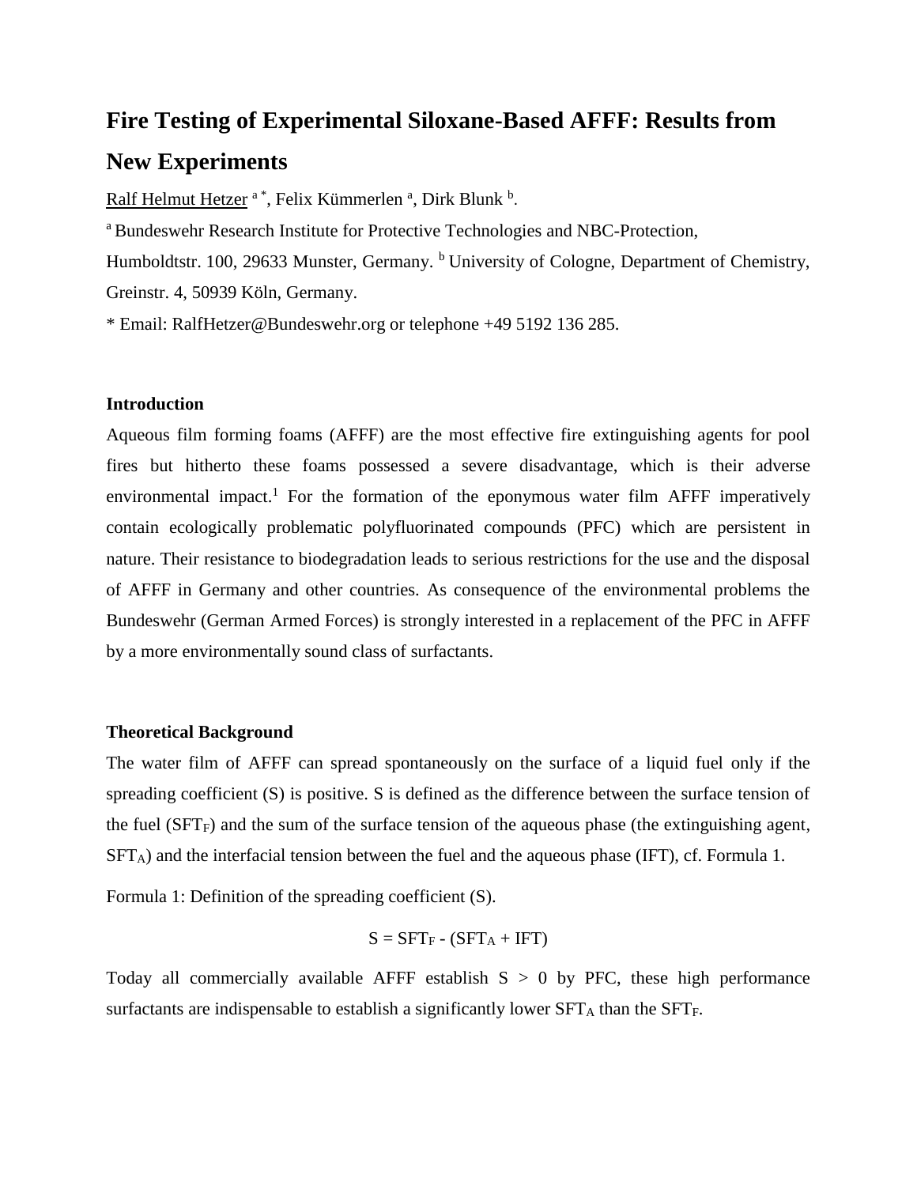# Fire Testing of Experimental Siloxane-Based AFFF: Results from New Experiments

Ralf Helmut Hetzer [a *], Felix Kümmerlen [a], Dirk Blunk [b].

[a] Bundeswehr Research Institute for Protective Technologies and NBC-Protection, Humboldtstr. 100, 29633 Munster, Germany. [b] University of Cologne, Department of Chemistry, Greinstr. 4, 50939 Köln, Germany.

* Email: RalfHetzer@Bundeswehr.org or telephone +49 5192 136 285.

## Introduction

Aqueous film forming foams (AFFF) are the most effective fire extinguishing agents for pool fires but hitherto these foams possessed a severe disadvantage, which is their adverse environmental impact.[1] For the formation of the eponymous water film AFFF imperatively contain ecologically problematic polyfluorinated compounds (PFC) which are persistent in nature. Their resistance to biodegradation leads to serious restrictions for the use and the disposal of AFFF in Germany and other countries. As consequence of the environmental problems the Bundeswehr (German Armed Forces) is strongly interested in a replacement of the PFC in AFFF by a more environmentally sound class of surfactants.

## Theoretical Background

The water film of AFFF can spread spontaneously on the surface of a liquid fuel only if the spreading coefficient (S) is positive. S is defined as the difference between the surface tension of the fuel ($SFT_F$) and the sum of the surface tension of the aqueous phase (the extinguishing agent, $SFT_A$) and the interfacial tension between the fuel and the aqueous phase (IFT), cf. Formula 1.

Formula 1: Definition of the spreading coefficient (S).

$$S = SFT_F - (SFT_A + IFT)$$

Today all commercially available AFFF establish $S > 0$ by PFC, these high performance surfactants are indispensable to establish a significantly lower $SFT_A$ than the $SFT_F$.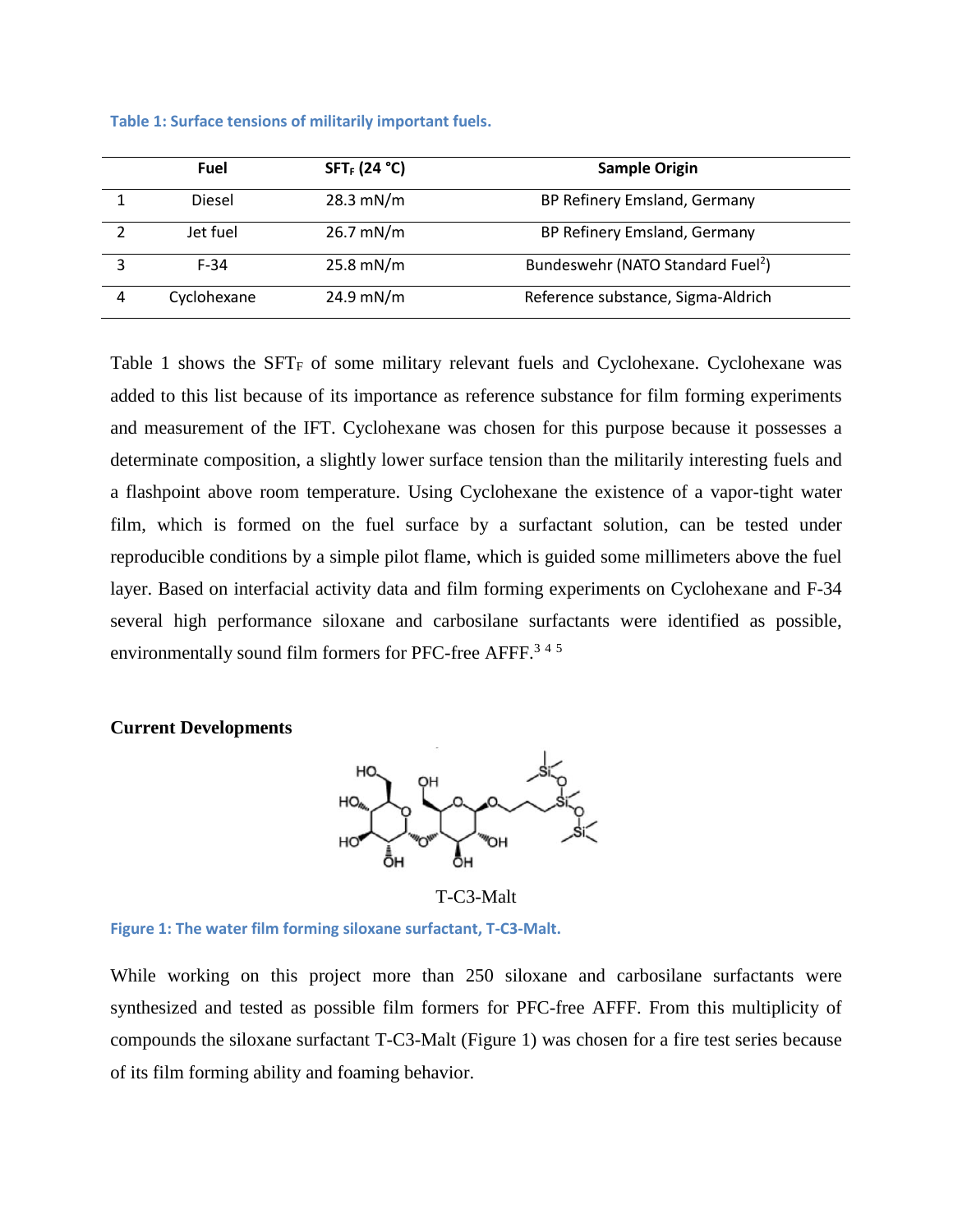Table 1: Surface tensions of militarily important fuels.

| | Fuel | $SFT_F$ (24 °C) | Sample Origin |
|---|---|---|---|
| 1 | Diesel | 28.3 mN/m | BP Refinery Emsland, Germany |
| 2 | Jet fuel | 26.7 mN/m | BP Refinery Emsland, Germany |
| 3 | F-34 | 25.8 mN/m | Bundeswehr (NATO Standard Fuel[2]) |
| 4 | Cyclohexane | 24.9 mN/m | Reference substance, Sigma-Aldrich |

Table 1 shows the $SFT_F$ of some military relevant fuels and Cyclohexane. Cyclohexane was added to this list because of its importance as reference substance for film forming experiments and measurement of the IFT. Cyclohexane was chosen for this purpose because it possesses a determinate composition, a slightly lower surface tension than the militarily interesting fuels and a flashpoint above room temperature. Using Cyclohexane the existence of a vapor-tight water film, which is formed on the fuel surface by a surfactant solution, can be tested under reproducible conditions by a simple pilot flame, which is guided some millimeters above the fuel layer. Based on interfacial activity data and film forming experiments on Cyclohexane and F-34 several high performance siloxane and carbosilane surfactants were identified as possible, environmentally sound film formers for PFC-free AFFF.[3] [4] [5]

**Current Developments**

T-C3-Malt

Figure 1: The water film forming siloxane surfactant, T-C3-Malt.

While working on this project more than 250 siloxane and carbosilane surfactants were synthesized and tested as possible film formers for PFC-free AFFF. From this multiplicity of compounds the siloxane surfactant T-C3-Malt (Figure 1) was chosen for a fire test series because of its film forming ability and foaming behavior.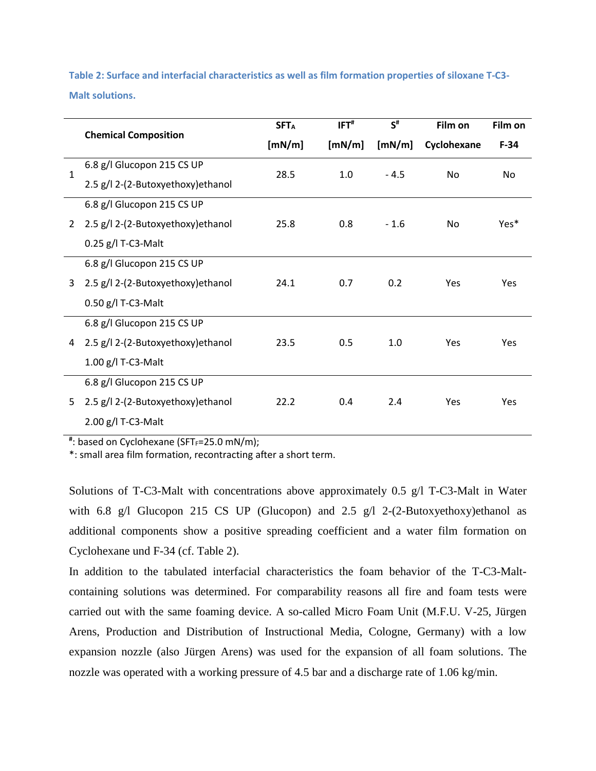**Table 2: Surface and interfacial characteristics as well as film formation properties of siloxane T-C3-Malt solutions.**

| | Chemical Composition | $SFT_A$ [mN/m] | $IFT^{\#}$ [mN/m] | $S^{\#}$ [mN/m] | Film on Cyclohexane | Film on F-34 |
|---|---|---|---|---|---|---|
| 1 | 6.8 g/l Glucopon 215 CS UP<br>2.5 g/l 2-(2-Butoxyethoxy)ethanol | 28.5 | 1.0 | - 4.5 | No | No |
| 2 | 6.8 g/l Glucopon 215 CS UP<br>2.5 g/l 2-(2-Butoxyethoxy)ethanol<br>0.25 g/l T-C3-Malt | 25.8 | 0.8 | - 1.6 | No | Yes* |
| 3 | 6.8 g/l Glucopon 215 CS UP<br>2.5 g/l 2-(2-Butoxyethoxy)ethanol<br>0.50 g/l T-C3-Malt | 24.1 | 0.7 | 0.2 | Yes | Yes |
| 4 | 6.8 g/l Glucopon 215 CS UP<br>2.5 g/l 2-(2-Butoxyethoxy)ethanol<br>1.00 g/l T-C3-Malt | 23.5 | 0.5 | 1.0 | Yes | Yes |
| 5 | 6.8 g/l Glucopon 215 CS UP<br>2.5 g/l 2-(2-Butoxyethoxy)ethanol<br>2.00 g/l T-C3-Malt | 22.2 | 0.4 | 2.4 | Yes | Yes |

#: based on Cyclohexane ($SFT_F$=25.0 mN/m);
*: small area film formation, recontracting after a short term.

Solutions of T-C3-Malt with concentrations above approximately 0.5 g/l T-C3-Malt in Water with 6.8 g/l Glucopon 215 CS UP (Glucopon) and 2.5 g/l 2-(2-Butoxyethoxy)ethanol as additional components show a positive spreading coefficient and a water film formation on Cyclohexane und F-34 (cf. Table 2).

In addition to the tabulated interfacial characteristics the foam behavior of the T-C3-Malt-containing solutions was determined. For comparability reasons all fire and foam tests were carried out with the same foaming device. A so-called Micro Foam Unit (M.F.U. V-25, Jürgen Arens, Production and Distribution of Instructional Media, Cologne, Germany) with a low expansion nozzle (also Jürgen Arens) was used for the expansion of all foam solutions. The nozzle was operated with a working pressure of 4.5 bar and a discharge rate of 1.06 kg/min.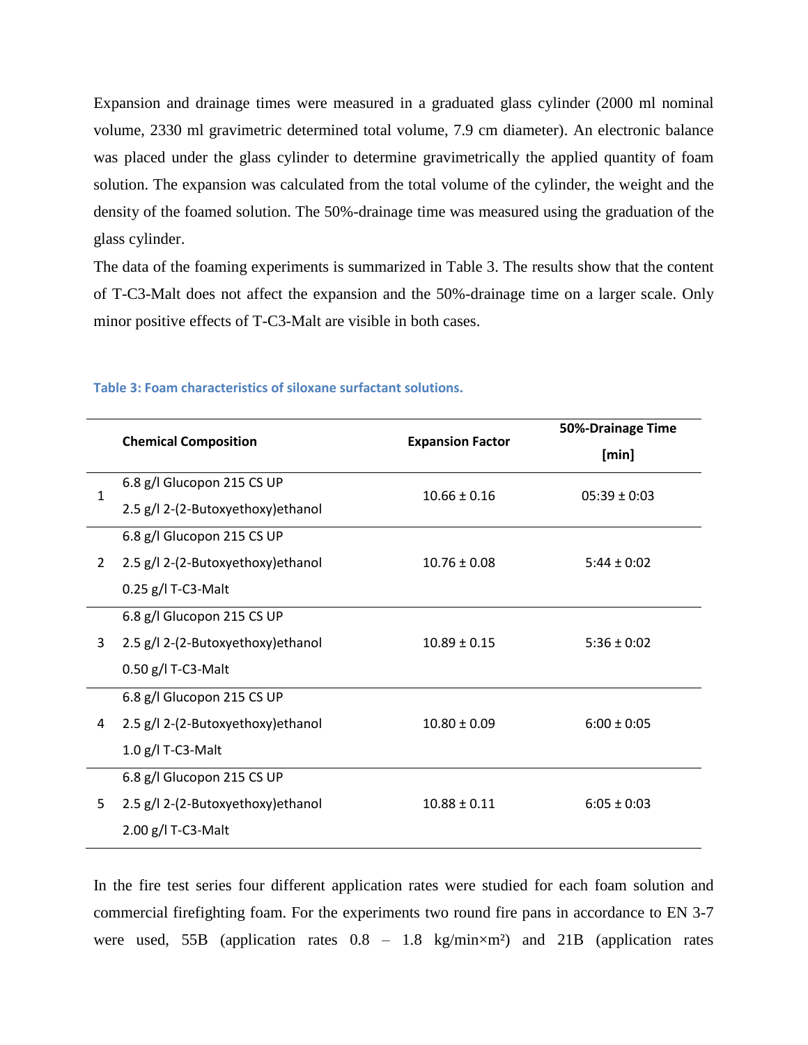Expansion and drainage times were measured in a graduated glass cylinder (2000 ml nominal volume, 2330 ml gravimetric determined total volume, 7.9 cm diameter). An electronic balance was placed under the glass cylinder to determine gravimetrically the applied quantity of foam solution. The expansion was calculated from the total volume of the cylinder, the weight and the density of the foamed solution. The 50%-drainage time was measured using the graduation of the glass cylinder.

The data of the foaming experiments is summarized in Table 3. The results show that the content of T-C3-Malt does not affect the expansion and the 50%-drainage time on a larger scale. Only minor positive effects of T-C3-Malt are visible in both cases.

**Table 3: Foam characteristics of siloxane surfactant solutions.**

| | Chemical Composition | Expansion Factor | 50%-Drainage Time [min] |
|---|---|---|---|
| 1 | 6.8 g/l Glucopon 215 CS UP<br>2.5 g/l 2-(2-Butoxyethoxy)ethanol | 10.66 ± 0.16 | 05:39 ± 0:03 |
| 2 | 6.8 g/l Glucopon 215 CS UP<br>2.5 g/l 2-(2-Butoxyethoxy)ethanol<br>0.25 g/l T-C3-Malt | 10.76 ± 0.08 | 5:44 ± 0:02 |
| 3 | 6.8 g/l Glucopon 215 CS UP<br>2.5 g/l 2-(2-Butoxyethoxy)ethanol<br>0.50 g/l T-C3-Malt | 10.89 ± 0.15 | 5:36 ± 0:02 |
| 4 | 6.8 g/l Glucopon 215 CS UP<br>2.5 g/l 2-(2-Butoxyethoxy)ethanol<br>1.0 g/l T-C3-Malt | 10.80 ± 0.09 | 6:00 ± 0:05 |
| 5 | 6.8 g/l Glucopon 215 CS UP<br>2.5 g/l 2-(2-Butoxyethoxy)ethanol<br>2.00 g/l T-C3-Malt | 10.88 ± 0.11 | 6:05 ± 0:03 |

In the fire test series four different application rates were studied for each foam solution and commercial firefighting foam. For the experiments two round fire pans in accordance to EN 3-7 were used, 55B (application rates 0.8 – 1.8 kg/min×m²) and 21B (application rates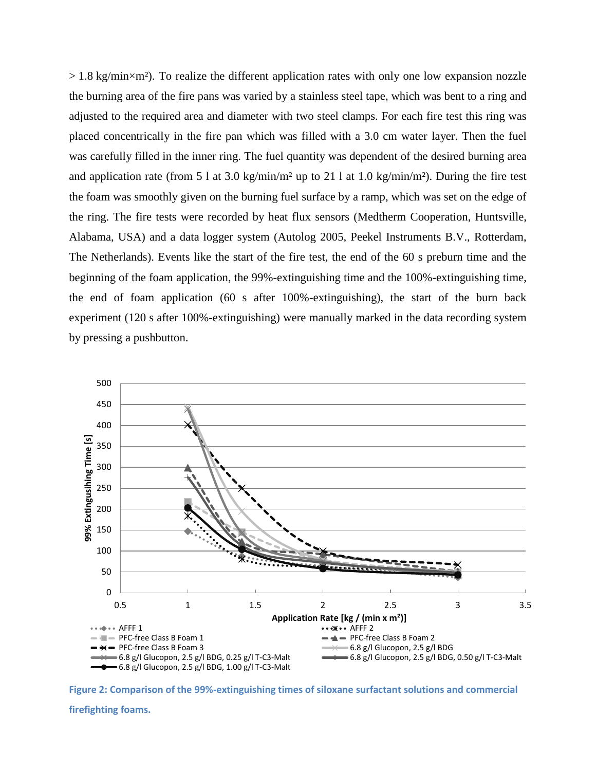> 1.8 kg/min×m²). To realize the different application rates with only one low expansion nozzle the burning area of the fire pans was varied by a stainless steel tape, which was bent to a ring and adjusted to the required area and diameter with two steel clamps. For each fire test this ring was placed concentrically in the fire pan which was filled with a 3.0 cm water layer. Then the fuel was carefully filled in the inner ring. The fuel quantity was dependent of the desired burning area and application rate (from 5 l at 3.0 kg/min/m² up to 21 l at 1.0 kg/min/m²). During the fire test the foam was smoothly given on the burning fuel surface by a ramp, which was set on the edge of the ring. The fire tests were recorded by heat flux sensors (Medtherm Cooperation, Huntsville, Alabama, USA) and a data logger system (Autolog 2005, Peekel Instruments B.V., Rotterdam, The Netherlands). Events like the start of the fire test, the end of the 60 s preburn time and the beginning of the foam application, the 99%-extinguishing time and the 100%-extinguishing time, the end of foam application (60 s after 100%-extinguishing), the start of the burn back experiment (120 s after 100%-extinguishing) were manually marked in the data recording system by pressing a pushbutton.

**Figure 2: Comparison of the 99%-extinguishing times of siloxane surfactant solutions and commercial firefighting foams.**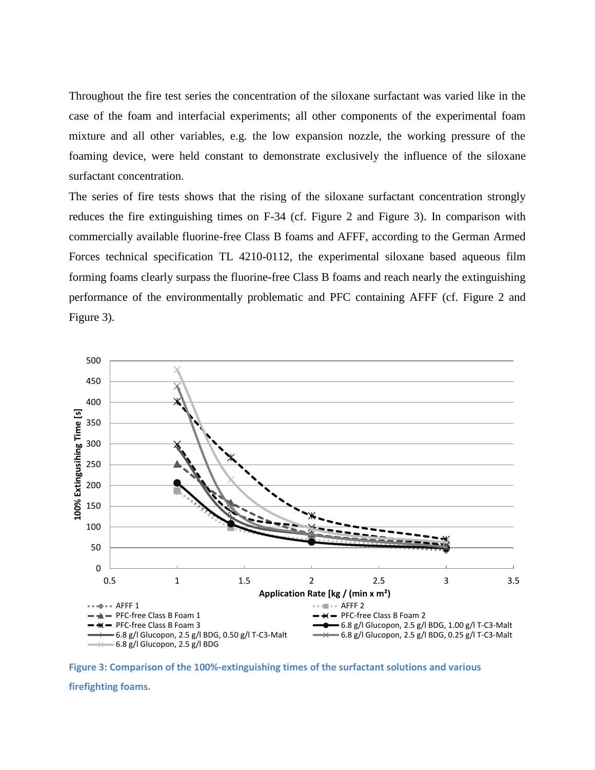Throughout the fire test series the concentration of the siloxane surfactant was varied like in the case of the foam and interfacial experiments; all other components of the experimental foam mixture and all other variables, e.g. the low expansion nozzle, the working pressure of the foaming device, were held constant to demonstrate exclusively the influence of the siloxane surfactant concentration.

The series of fire tests shows that the rising of the siloxane surfactant concentration strongly reduces the fire extinguishing times on F-34 (cf. Figure 2 and Figure 3). In comparison with commercially available fluorine-free Class B foams and AFFF, according to the German Armed Forces technical specification TL 4210-0112, the experimental siloxane based aqueous film forming foams clearly surpass the fluorine-free Class B foams and reach nearly the extinguishing performance of the environmentally problematic and PFC containing AFFF (cf. Figure 2 and Figure 3).

**Figure 3: Comparison of the 100%-extinguishing times of the surfactant solutions and various firefighting foams.**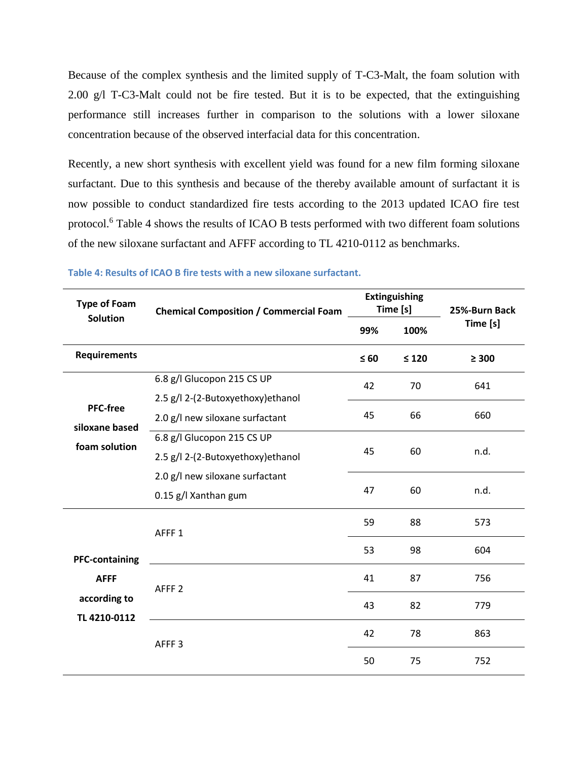Because of the complex synthesis and the limited supply of T-C3-Malt, the foam solution with 2.00 g/l T-C3-Malt could not be fire tested. But it is to be expected, that the extinguishing performance still increases further in comparison to the solutions with a lower siloxane concentration because of the observed interfacial data for this concentration.

Recently, a new short synthesis with excellent yield was found for a new film forming siloxane surfactant. Due to this synthesis and because of the thereby available amount of surfactant it is now possible to conduct standardized fire tests according to the 2013 updated ICAO fire test protocol.[6] Table 4 shows the results of ICAO B tests performed with two different foam solutions of the new siloxane surfactant and AFFF according to TL 4210-0112 as benchmarks.

**Table 4: Results of ICAO B fire tests with a new siloxane surfactant.**

| Type of Foam Solution | Chemical Composition / Commercial Foam | Extinguishing Time [s] | | 25%-Burn Back Time [s] |
|---|---|---|---|---|
| | | 99% | 100% | |
| **Requirements** | | ≤ 60 | ≤ 120 | ≥ 300 |
| PFC-free siloxane based foam solution | 6.8 g/l Glucopon 215 CS UP<br>2.5 g/l 2-(2-Butoxyethoxy)ethanol<br>2.0 g/l new siloxane surfactant | 42 | 70 | 641 |
| | | 45 | 66 | 660 |
| | 6.8 g/l Glucopon 215 CS UP<br>2.5 g/l 2-(2-Butoxyethoxy)ethanol<br>2.0 g/l new siloxane surfactant<br>0.15 g/l Xanthan gum | 45 | 60 | n.d. |
| | | 47 | 60 | n.d. |
| PFC-containing AFFF according to TL 4210-0112 | AFFF 1 | 59 | 88 | 573 |
| | | 53 | 98 | 604 |
| | AFFF 2 | 41 | 87 | 756 |
| | | 43 | 82 | 779 |
| | AFFF 3 | 42 | 78 | 863 |
| | | 50 | 75 | 752 |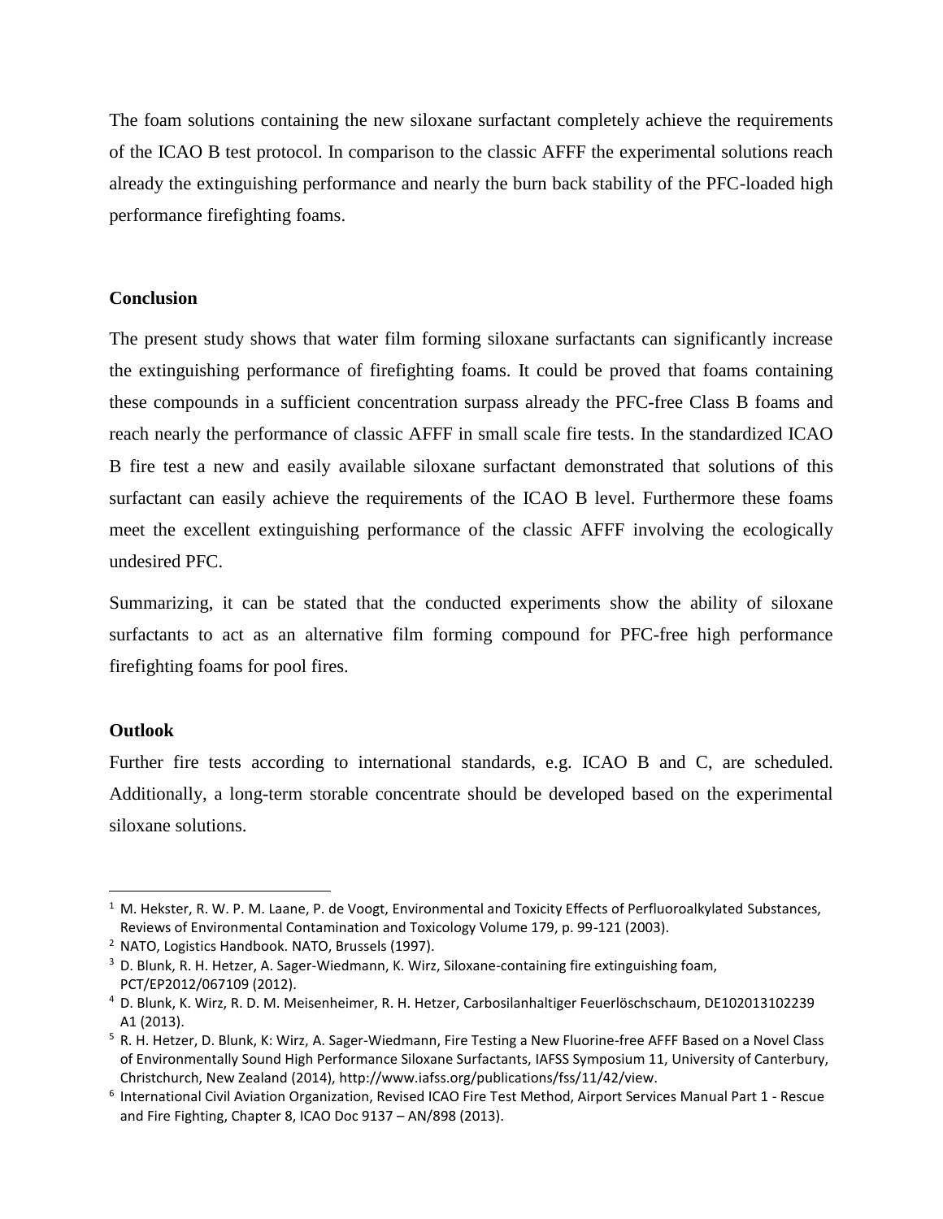The foam solutions containing the new siloxane surfactant completely achieve the requirements of the ICAO B test protocol. In comparison to the classic AFFF the experimental solutions reach already the extinguishing performance and nearly the burn back stability of the PFC-loaded high performance firefighting foams.

## Conclusion

The present study shows that water film forming siloxane surfactants can significantly increase the extinguishing performance of firefighting foams. It could be proved that foams containing these compounds in a sufficient concentration surpass already the PFC-free Class B foams and reach nearly the performance of classic AFFF in small scale fire tests. In the standardized ICAO B fire test a new and easily available siloxane surfactant demonstrated that solutions of this surfactant can easily achieve the requirements of the ICAO B level. Furthermore these foams meet the excellent extinguishing performance of the classic AFFF involving the ecologically undesired PFC.

Summarizing, it can be stated that the conducted experiments show the ability of siloxane surfactants to act as an alternative film forming compound for PFC-free high performance firefighting foams for pool fires.

## Outlook

Further fire tests according to international standards, e.g. ICAO B and C, are scheduled. Additionally, a long-term storable concentrate should be developed based on the experimental siloxane solutions.

---

[1] M. Hekster, R. W. P. M. Laane, P. de Voogt, Environmental and Toxicity Effects of Perfluoroalkylated Substances, Reviews of Environmental Contamination and Toxicology Volume 179, p. 99-121 (2003).

[2] NATO, Logistics Handbook. NATO, Brussels (1997).

[3] D. Blunk, R. H. Hetzer, A. Sager-Wiedmann, K. Wirz, Siloxane-containing fire extinguishing foam, PCT/EP2012/067109 (2012).

[4] D. Blunk, K. Wirz, R. D. M. Meisenheimer, R. H. Hetzer, Carbosilanhaltiger Feuerlöschschaum, DE102013102239 A1 (2013).

[5] R. H. Hetzer, D. Blunk, K: Wirz, A. Sager-Wiedmann, Fire Testing a New Fluorine-free AFFF Based on a Novel Class of Environmentally Sound High Performance Siloxane Surfactants, IAFSS Symposium 11, University of Canterbury, Christchurch, New Zealand (2014), http://www.iafss.org/publications/fss/11/42/view.

[6] International Civil Aviation Organization, Revised ICAO Fire Test Method, Airport Services Manual Part 1 - Rescue and Fire Fighting, Chapter 8, ICAO Doc 9137 – AN/898 (2013).